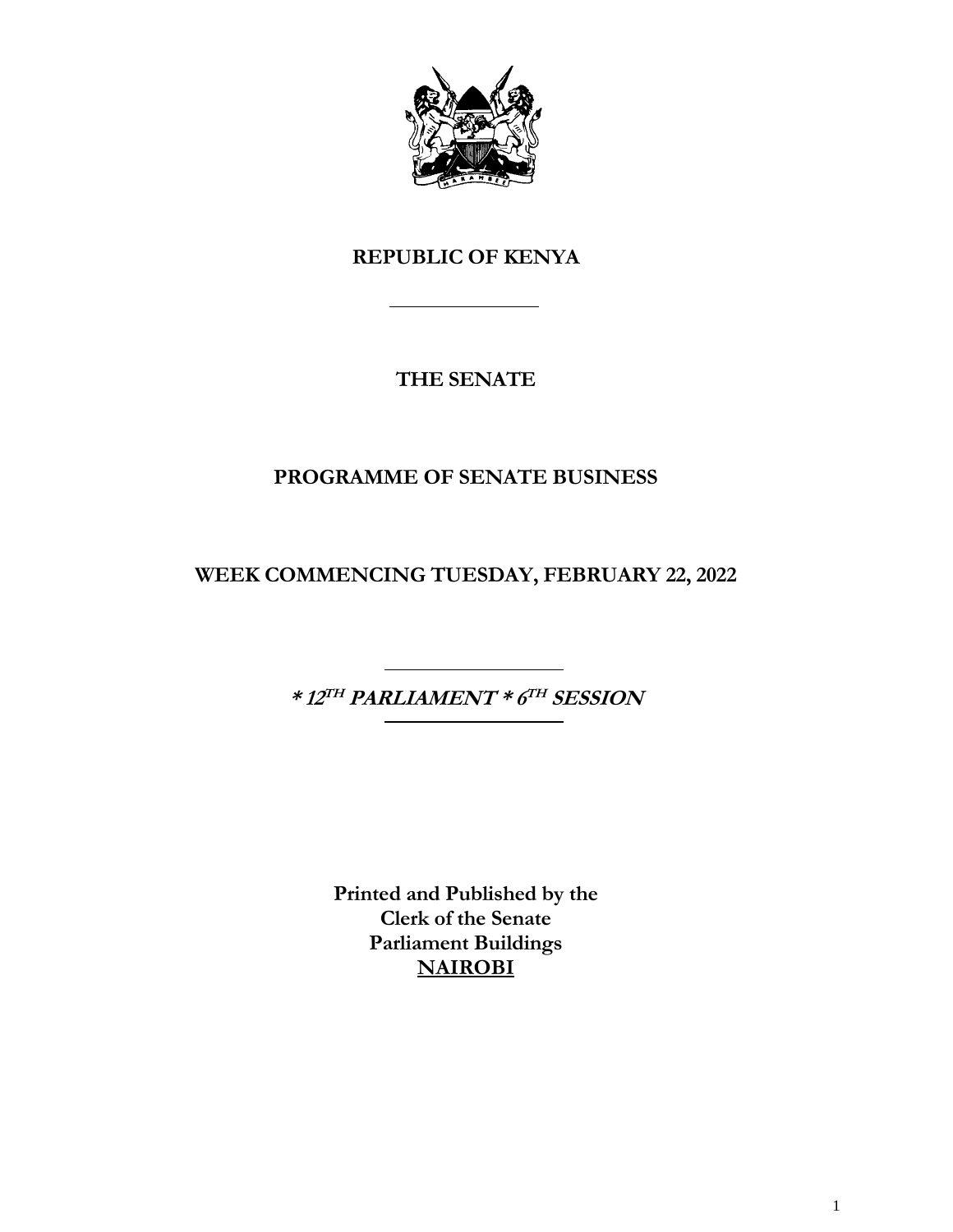# REPUBLIC OF KENYA

---

## THE SENATE

## PROGRAMME OF SENATE BUSINESS

## WEEK COMMENCING TUESDAY, FEBRUARY 22, 2022

---

***\* 12TH PARLIAMENT \* 6TH SESSION***

---

**Printed and Published by the**
**Clerk of the Senate**
**Parliament Buildings**
**NAIROBI**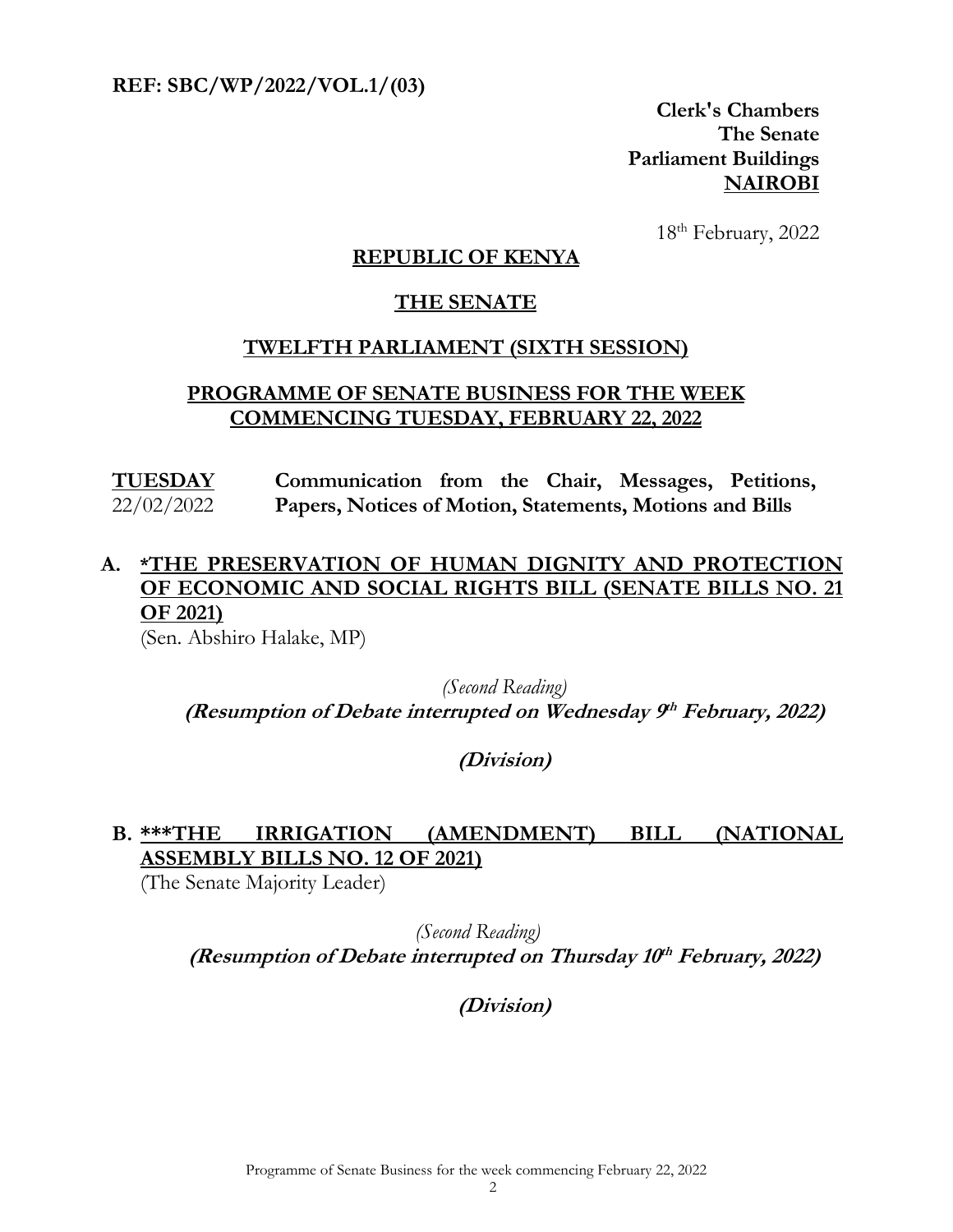**REF: SBC/WP/2022/VOL.1/(03)**

**Clerk's Chambers**
**The Senate**
**Parliament Buildings**
**NAIROBI**

18th February, 2022

## REPUBLIC OF KENYA

## THE SENATE

## TWELFTH PARLIAMENT (SIXTH SESSION)

## PROGRAMME OF SENATE BUSINESS FOR THE WEEK COMMENCING TUESDAY, FEBRUARY 22, 2022

**TUESDAY** 22/02/2022 — **Communication from the Chair, Messages, Petitions, Papers, Notices of Motion, Statements, Motions and Bills**

**A. *THE PRESERVATION OF HUMAN DIGNITY AND PROTECTION OF ECONOMIC AND SOCIAL RIGHTS BILL (SENATE BILLS NO. 21 OF 2021)**

(Sen. Abshiro Halake, MP)

*(Second Reading)*

***(Resumption of Debate interrupted on Wednesday 9th February, 2022)***

***(Division)***

**B. ***THE IRRIGATION (AMENDMENT) BILL (NATIONAL ASSEMBLY BILLS NO. 12 OF 2021)**

(The Senate Majority Leader)

*(Second Reading)*

***(Resumption of Debate interrupted on Thursday 10th February, 2022)***

***(Division)***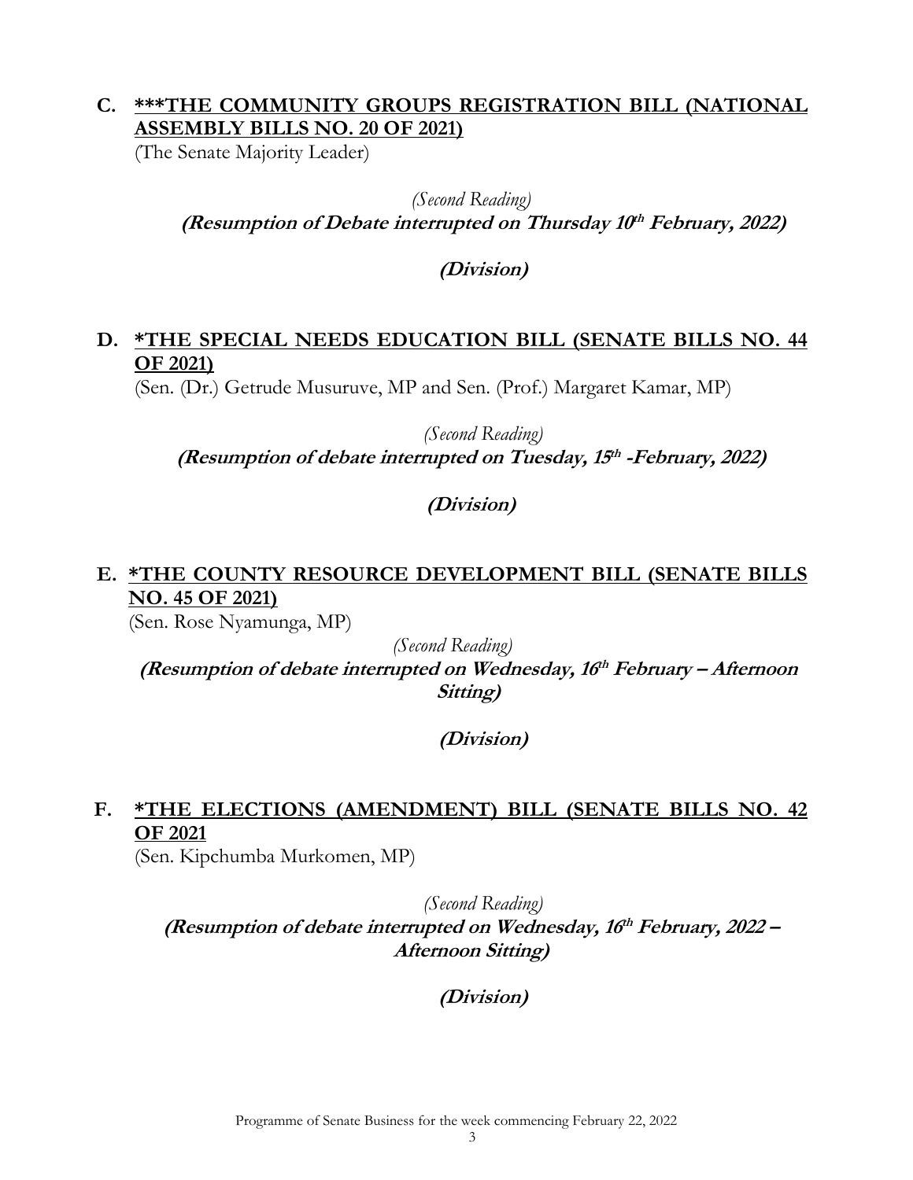**C. <u>***THE COMMUNITY GROUPS REGISTRATION BILL (NATIONAL ASSEMBLY BILLS NO. 20 OF 2021)</u>**

(The Senate Majority Leader)

*(Second Reading)*

***(Resumption of Debate interrupted on Thursday 10th February, 2022)***

***(Division)***

**D. <u>*THE SPECIAL NEEDS EDUCATION BILL (SENATE BILLS NO. 44 OF 2021)</u>**

(Sen. (Dr.) Getrude Musuruve, MP and Sen. (Prof.) Margaret Kamar, MP)

*(Second Reading)*

***(Resumption of debate interrupted on Tuesday, 15th -February, 2022)***

***(Division)***

**E. <u>*THE COUNTY RESOURCE DEVELOPMENT BILL (SENATE BILLS NO. 45 OF 2021)</u>**

(Sen. Rose Nyamunga, MP)

*(Second Reading)*

***(Resumption of debate interrupted on Wednesday, 16th February – Afternoon Sitting)***

***(Division)***

**F. <u>*THE ELECTIONS (AMENDMENT) BILL (SENATE BILLS NO. 42 OF 2021</u>**

(Sen. Kipchumba Murkomen, MP)

*(Second Reading)*

***(Resumption of debate interrupted on Wednesday, 16th February, 2022 – Afternoon Sitting)***

***(Division)***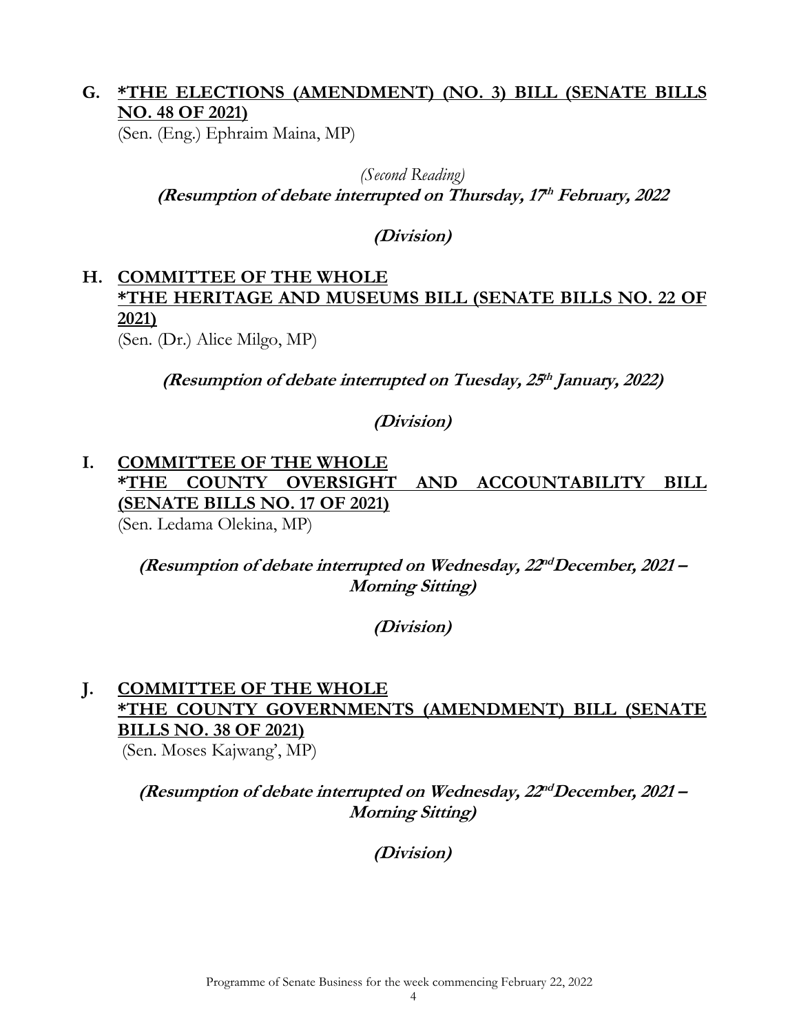**G. *THE ELECTIONS (AMENDMENT) (NO. 3) BILL (SENATE BILLS NO. 48 OF 2021)**

(Sen. (Eng.) Ephraim Maina, MP)

*(Second Reading)*

***(Resumption of debate interrupted on Thursday, 17th February, 2022***

***(Division)***

**H. COMMITTEE OF THE WHOLE**
**\*THE HERITAGE AND MUSEUMS BILL (SENATE BILLS NO. 22 OF 2021)**

(Sen. (Dr.) Alice Milgo, MP)

***(Resumption of debate interrupted on Tuesday, 25th January, 2022)***

***(Division)***

**I. COMMITTEE OF THE WHOLE**
**\*THE COUNTY OVERSIGHT AND ACCOUNTABILITY BILL (SENATE BILLS NO. 17 OF 2021)**

(Sen. Ledama Olekina, MP)

***(Resumption of debate interrupted on Wednesday, 22nd December, 2021 – Morning Sitting)***

***(Division)***

**J. COMMITTEE OF THE WHOLE**
**\*THE COUNTY GOVERNMENTS (AMENDMENT) BILL (SENATE BILLS NO. 38 OF 2021)**

(Sen. Moses Kajwang', MP)

***(Resumption of debate interrupted on Wednesday, 22nd December, 2021 – Morning Sitting)***

***(Division)***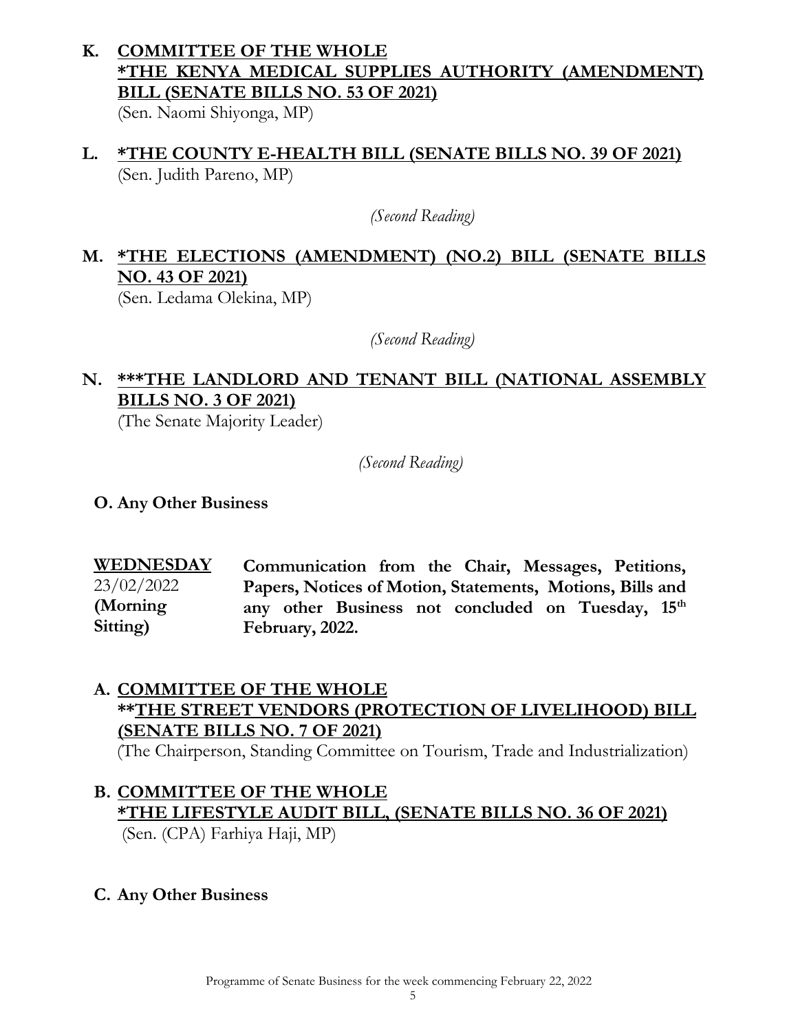**K. COMMITTEE OF THE WHOLE**
**\*THE KENYA MEDICAL SUPPLIES AUTHORITY (AMENDMENT) BILL (SENATE BILLS NO. 53 OF 2021)**
(Sen. Naomi Shiyonga, MP)

**L. \*THE COUNTY E-HEALTH BILL (SENATE BILLS NO. 39 OF 2021)**
(Sen. Judith Pareno, MP)

*(Second Reading)*

**M. \*THE ELECTIONS (AMENDMENT) (NO.2) BILL (SENATE BILLS NO. 43 OF 2021)**
(Sen. Ledama Olekina, MP)

*(Second Reading)*

**N. \*\*\*THE LANDLORD AND TENANT BILL (NATIONAL ASSEMBLY BILLS NO. 3 OF 2021)**
(The Senate Majority Leader)

*(Second Reading)*

**O. Any Other Business**

| | |
|---|---|
| **WEDNESDAY** 23/02/2022 **(Morning Sitting)** | **Communication from the Chair, Messages, Petitions, Papers, Notices of Motion, Statements, Motions, Bills and any other Business not concluded on Tuesday, 15th February, 2022.** |

**A. COMMITTEE OF THE WHOLE**
**\*\*THE STREET VENDORS (PROTECTION OF LIVELIHOOD) BILL (SENATE BILLS NO. 7 OF 2021)**
(The Chairperson, Standing Committee on Tourism, Trade and Industrialization)

**B. COMMITTEE OF THE WHOLE**
**\*THE LIFESTYLE AUDIT BILL, (SENATE BILLS NO. 36 OF 2021)**
(Sen. (CPA) Farhiya Haji, MP)

**C. Any Other Business**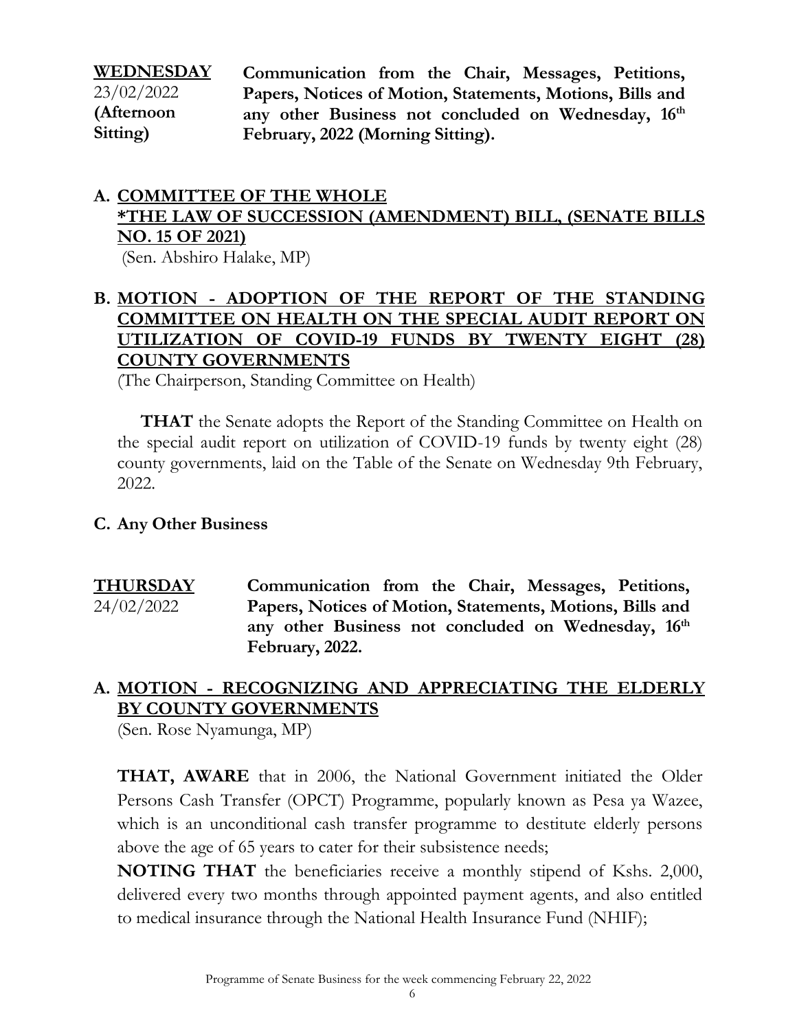**WEDNESDAY** 23/02/2022 **(Afternoon Sitting)**

**Communication from the Chair, Messages, Petitions, Papers, Notices of Motion, Statements, Motions, Bills and any other Business not concluded on Wednesday, 16th February, 2022 (Morning Sitting).**

**A. COMMITTEE OF THE WHOLE**
**\*THE LAW OF SUCCESSION (AMENDMENT) BILL, (SENATE BILLS NO. 15 OF 2021)**
(Sen. Abshiro Halake, MP)

**B. MOTION - ADOPTION OF THE REPORT OF THE STANDING COMMITTEE ON HEALTH ON THE SPECIAL AUDIT REPORT ON UTILIZATION OF COVID-19 FUNDS BY TWENTY EIGHT (28) COUNTY GOVERNMENTS**
(The Chairperson, Standing Committee on Health)

**THAT** the Senate adopts the Report of the Standing Committee on Health on the special audit report on utilization of COVID-19 funds by twenty eight (28) county governments, laid on the Table of the Senate on Wednesday 9th February, 2022.

**C. Any Other Business**

**THURSDAY** 24/02/2022

**Communication from the Chair, Messages, Petitions, Papers, Notices of Motion, Statements, Motions, Bills and any other Business not concluded on Wednesday, 16th February, 2022.**

**A. MOTION - RECOGNIZING AND APPRECIATING THE ELDERLY BY COUNTY GOVERNMENTS**
(Sen. Rose Nyamunga, MP)

**THAT, AWARE** that in 2006, the National Government initiated the Older Persons Cash Transfer (OPCT) Programme, popularly known as Pesa ya Wazee, which is an unconditional cash transfer programme to destitute elderly persons above the age of 65 years to cater for their subsistence needs;

**NOTING THAT** the beneficiaries receive a monthly stipend of Kshs. 2,000, delivered every two months through appointed payment agents, and also entitled to medical insurance through the National Health Insurance Fund (NHIF);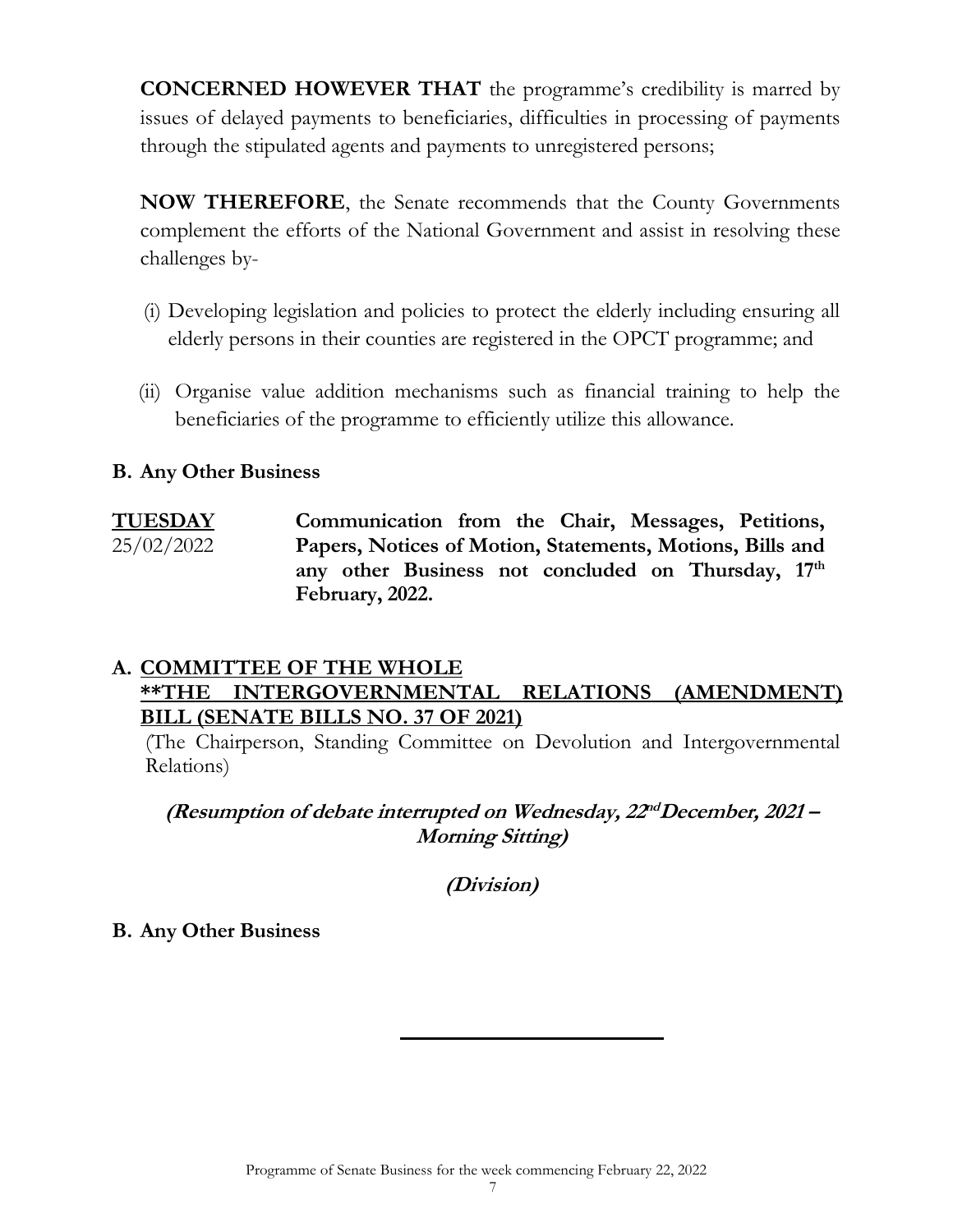**CONCERNED HOWEVER THAT** the programme's credibility is marred by issues of delayed payments to beneficiaries, difficulties in processing of payments through the stipulated agents and payments to unregistered persons;

**NOW THEREFORE**, the Senate recommends that the County Governments complement the efforts of the National Government and assist in resolving these challenges by-

(i) Developing legislation and policies to protect the elderly including ensuring all elderly persons in their counties are registered in the OPCT programme; and

(ii) Organise value addition mechanisms such as financial training to help the beneficiaries of the programme to efficiently utilize this allowance.

**B. Any Other Business**

**TUESDAY** 25/02/2022 — **Communication from the Chair, Messages, Petitions, Papers, Notices of Motion, Statements, Motions, Bills and any other Business not concluded on Thursday, 17th February, 2022.**

**A. COMMITTEE OF THE WHOLE**
**\*\*THE INTERGOVERNMENTAL RELATIONS (AMENDMENT) BILL (SENATE BILLS NO. 37 OF 2021)**

(The Chairperson, Standing Committee on Devolution and Intergovernmental Relations)

***(Resumption of debate interrupted on Wednesday, 22nd December, 2021 – Morning Sitting)***

***(Division)***

**B. Any Other Business**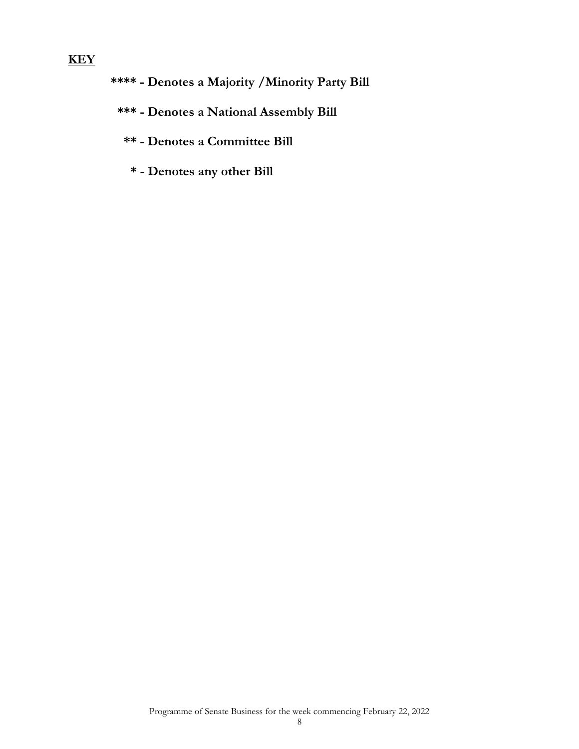**KEY**

**\*\*\*\* - Denotes a Majority /Minority Party Bill**

**\*\*\* - Denotes a National Assembly Bill**

**\*\* - Denotes a Committee Bill**

**\* - Denotes any other Bill**